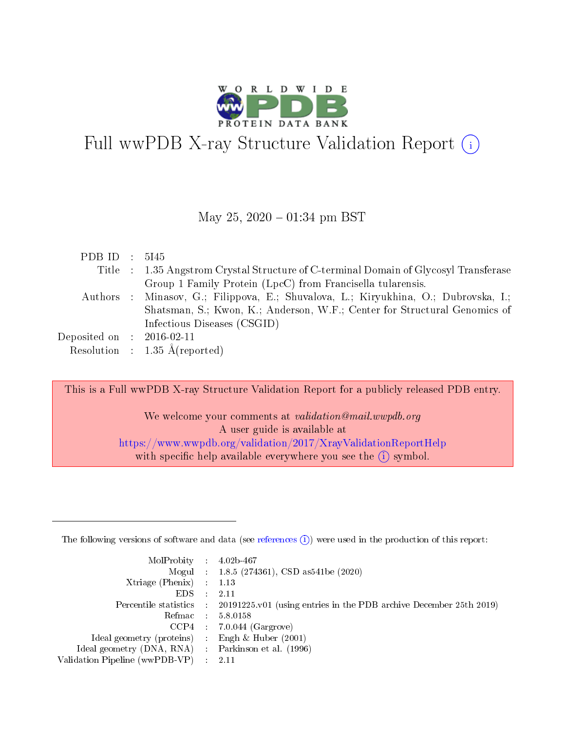# Full wwPDB X-ray Structure Validation Report (i)

May 25, 2020 – 01:34 pm BST

| | | |
|---|---|---|
| PDB ID | : | 5I45 |
| Title | : | 1.35 Angstrom Crystal Structure of C-terminal Domain of Glycosyl Transferase Group 1 Family Protein (LpcC) from Francisella tularensis. |
| Authors | : | Minasov, G.; Filippova, E.; Shuvalova, L.; Kiryukhina, O.; Dubrovska, I.; Shatsman, S.; Kwon, K.; Anderson, W.F.; Center for Structural Genomics of Infectious Diseases (CSGID) |
| Deposited on | : | 2016-02-11 |
| Resolution | : | 1.35 Å(reported) |

This is a Full wwPDB X-ray Structure Validation Report for a publicly released PDB entry.

We welcome your comments at *validation@mail.wwpdb.org*
A user guide is available at
https://www.wwpdb.org/validation/2017/XrayValidationReportHelp
with specific help available everywhere you see the (i) symbol.

---

The following versions of software and data (see references (i)) were used in the production of this report:

| | | |
|---|---|---|
| MolProbity | : | 4.02b-467 |
| Mogul | : | 1.8.5 (274361), CSD as541be (2020) |
| Xtriage (Phenix) | : | 1.13 |
| EDS | : | 2.11 |
| Percentile statistics | : | 20191225.v01 (using entries in the PDB archive December 25th 2019) |
| Refmac | : | 5.8.0158 |
| CCP4 | : | 7.0.044 (Gargrove) |
| Ideal geometry (proteins) | : | Engh & Huber (2001) |
| Ideal geometry (DNA, RNA) | : | Parkinson et al. (1996) |
| Validation Pipeline (wwPDB-VP) | : | 2.11 |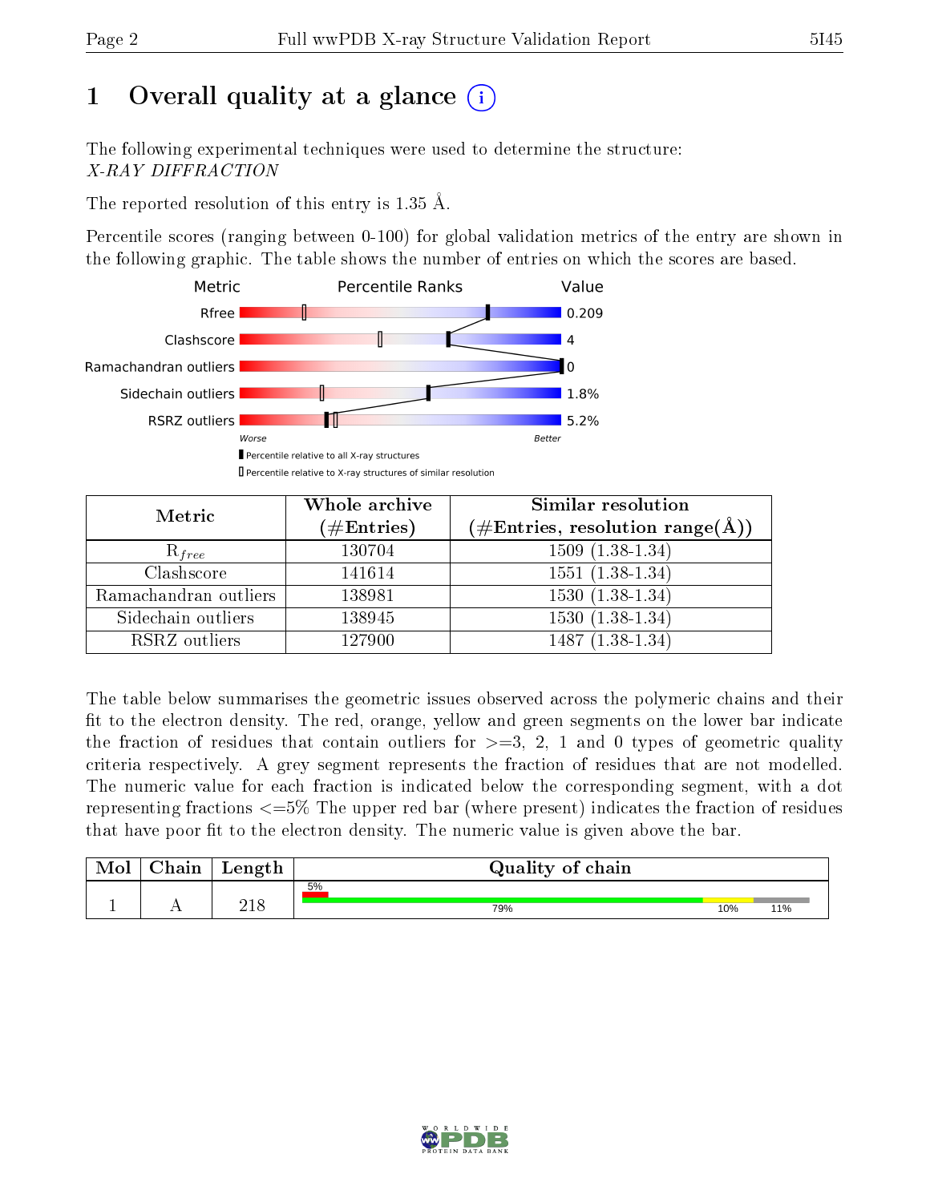# 1 Overall quality at a glance (i)

The following experimental techniques were used to determine the structure:
*X-RAY DIFFRACTION*

The reported resolution of this entry is 1.35 Å.

Percentile scores (ranging between 0-100) for global validation metrics of the entry are shown in the following graphic. The table shows the number of entries on which the scores are based.

| Metric | Value |
|---|---|
| Rfree | 0.209 |
| Clashscore | 4 |
| Ramachandran outliers | 0 |
| Sidechain outliers | 1.8% |
| RSRZ outliers | 5.2% |

Worse — Better

▮ Percentile relative to all X-ray structures
▯ Percentile relative to X-ray structures of similar resolution

| Metric | Whole archive (#Entries) | Similar resolution (#Entries, resolution range(Å)) |
|---|---|---|
| $R_{free}$ | 130704 | 1509 (1.38-1.34) |
| Clashscore | 141614 | 1551 (1.38-1.34) |
| Ramachandran outliers | 138981 | 1530 (1.38-1.34) |
| Sidechain outliers | 138945 | 1530 (1.38-1.34) |
| RSRZ outliers | 127900 | 1487 (1.38-1.34) |

The table below summarises the geometric issues observed across the polymeric chains and their fit to the electron density. The red, orange, yellow and green segments on the lower bar indicate the fraction of residues that contain outliers for >=3, 2, 1 and 0 types of geometric quality criteria respectively. A grey segment represents the fraction of residues that are not modelled. The numeric value for each fraction is indicated below the corresponding segment, with a dot representing fractions <=5% The upper red bar (where present) indicates the fraction of residues that have poor fit to the electron density. The numeric value is given above the bar.

| Mol | Chain | Length | Quality of chain |
|---|---|---|---|
| 1 | A | 218 | 5% (poor fit); 79% green, 10% yellow, 11% grey |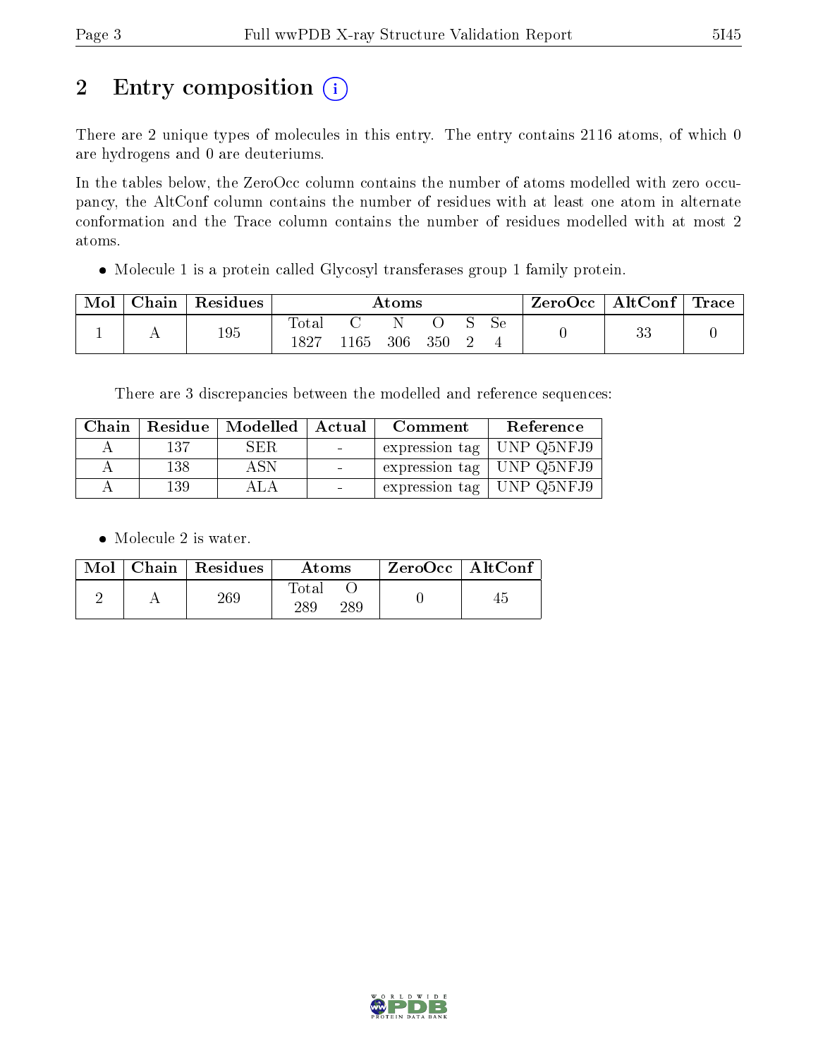# 2 Entry composition (i)

There are 2 unique types of molecules in this entry. The entry contains 2116 atoms, of which 0 are hydrogens and 0 are deuteriums.

In the tables below, the ZeroOcc column contains the number of atoms modelled with zero occupancy, the AltConf column contains the number of residues with at least one atom in alternate conformation and the Trace column contains the number of residues modelled with at most 2 atoms.

- Molecule 1 is a protein called Glycosyl transferases group 1 family protein.

| Mol | Chain | Residues | Atoms | | | | | | ZeroOcc | AltConf | Trace |
|---|---|---|---|---|---|---|---|---|---|---|---|
| | | | Total | C | N | O | S | Se | | | |
| 1 | A | 195 | 1827 | 1165 | 306 | 350 | 2 | 4 | 0 | 33 | 0 |

There are 3 discrepancies between the modelled and reference sequences:

| Chain | Residue | Modelled | Actual | Comment | Reference |
|---|---|---|---|---|---|
| A | 137 | SER | - | expression tag | UNP Q5NFJ9 |
| A | 138 | ASN | - | expression tag | UNP Q5NFJ9 |
| A | 139 | ALA | - | expression tag | UNP Q5NFJ9 |

- Molecule 2 is water.

| Mol | Chain | Residues | Atoms | | ZeroOcc | AltConf |
|---|---|---|---|---|---|---|
| | | | Total | O | | |
| 2 | A | 269 | 289 | 289 | 0 | 45 |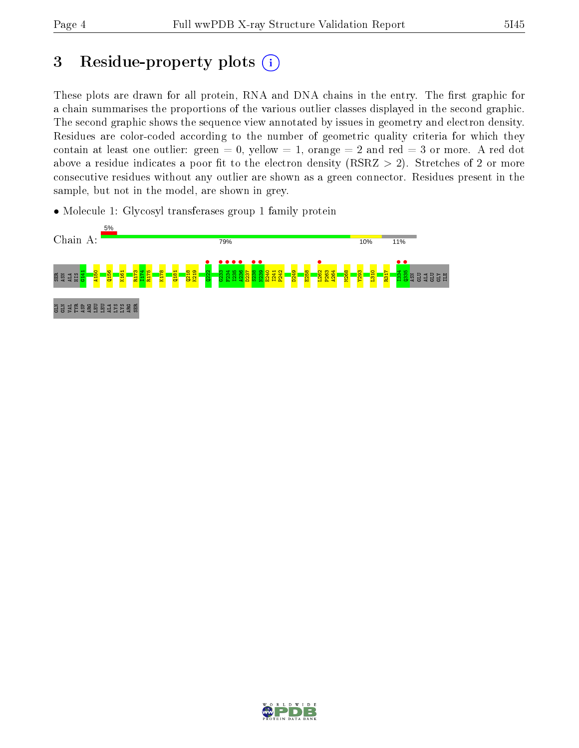# 3 Residue-property plots

These plots are drawn for all protein, RNA and DNA chains in the entry. The first graphic for a chain summarises the proportions of the various outlier classes displayed in the second graphic. The second graphic shows the sequence view annotated by issues in geometry and electron density. Residues are color-coded according to the number of geometric quality criteria for which they contain at least one outlier: green = 0, yellow = 1, orange = 2 and red = 3 or more. A red dot above a residue indicates a poor fit to the electron density (RSRZ > 2). Stretches of 2 or more consecutive residues without any outlier are shown as a green connector. Residues present in the sample, but not in the model, are shown in grey.

- Molecule 1: Glycosyl transferases group 1 family protein

Chain A: 5% | 79% | 10% | 11%

SER ASN ALA HIS G141 A150 Q156 K161 R173 I174 R175 K178 Q181 Q218 K219 Q222 G233 F234 I235 A236 D237 S238 N239 E240 I241 P242 D249 E258 L262 P263 A264 M268 Y293 L310 R317 I334 Q335 ASN GLU ALA GLU GLY ILE GLN GLN VAL TYR ASP ARG LEU LEU ALA LYS LYS ARG SER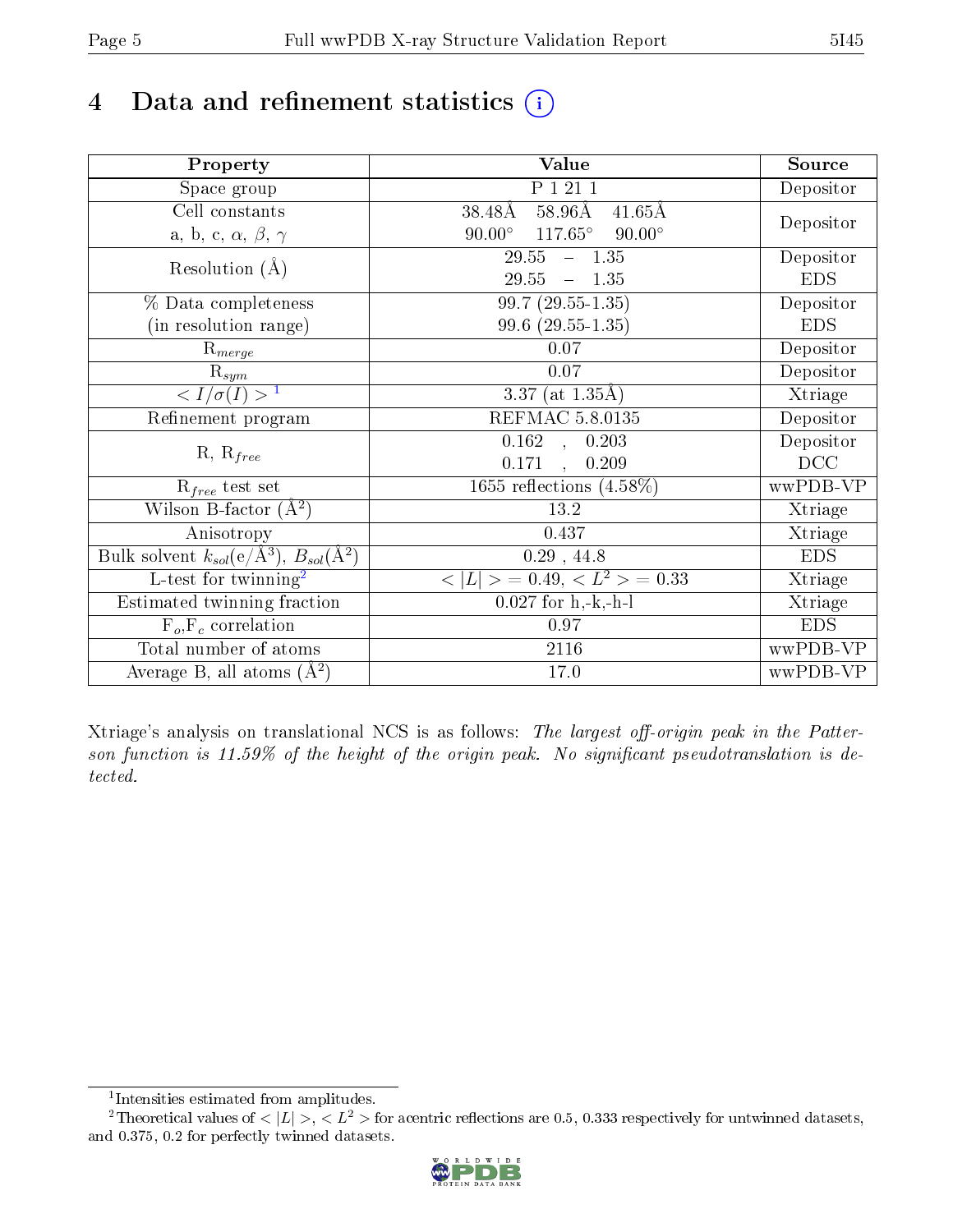# 4 Data and refinement statistics (i)

| Property | Value | Source |
|---|---|---|
| Space group | P 1 21 1 | Depositor |
| Cell constants<br>a, b, c, $\alpha$, $\beta$, $\gamma$ | 38.48Å 58.96Å 41.65Å<br>90.00° 117.65° 90.00° | Depositor |
| Resolution (Å) | 29.55 – 1.35<br>29.55 – 1.35 | Depositor<br>EDS |
| % Data completeness<br>(in resolution range) | 99.7 (29.55-1.35)<br>99.6 (29.55-1.35) | Depositor<br>EDS |
| $R_{merge}$ | 0.07 | Depositor |
| $R_{sym}$ | 0.07 | Depositor |
| $< I/\sigma(I) >$ [1] | 3.37 (at 1.35Å) | Xtriage |
| Refinement program | REFMAC 5.8.0135 | Depositor |
| R, $R_{free}$ | 0.162 , 0.203<br>0.171 , 0.209 | Depositor<br>DCC |
| $R_{free}$ test set | 1655 reflections (4.58%) | wwPDB-VP |
| Wilson B-factor (Å$^2$) | 13.2 | Xtriage |
| Anisotropy | 0.437 | Xtriage |
| Bulk solvent $k_{sol}$(e/Å$^3$), $B_{sol}$(Å$^2$) | 0.29 , 44.8 | EDS |
| L-test for twinning[2] | $< \|L\| > = 0.49$, $< L^2 > = 0.33$ | Xtriage |
| Estimated twinning fraction | 0.027 for h,-k,-h-l | Xtriage |
| $F_o$,$F_c$ correlation | 0.97 | EDS |
| Total number of atoms | 2116 | wwPDB-VP |
| Average B, all atoms (Å$^2$) | 17.0 | wwPDB-VP |

Xtriage's analysis on translational NCS is as follows: *The largest off-origin peak in the Patterson function is 11.59% of the height of the origin peak. No significant pseudotranslation is detected.*

[1] Intensities estimated from amplitudes.

[2] Theoretical values of $< |L| >$, $< L^2 >$ for acentric reflections are 0.5, 0.333 respectively for untwinned datasets, and 0.375, 0.2 for perfectly twinned datasets.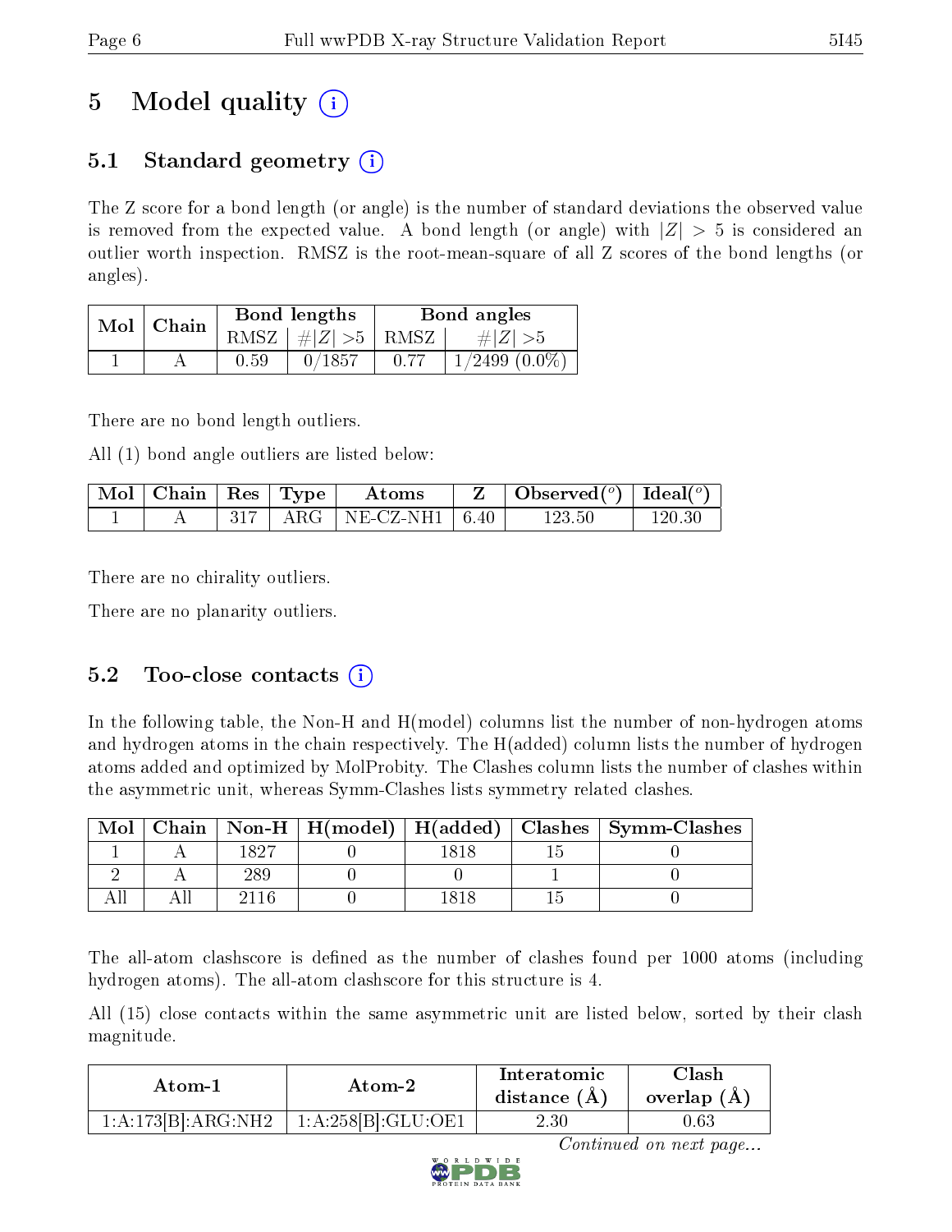# 5 Model quality

## 5.1 Standard geometry

The Z score for a bond length (or angle) is the number of standard deviations the observed value is removed from the expected value. A bond length (or angle) with $|Z| > 5$ is considered an outlier worth inspection. RMSZ is the root-mean-square of all Z scores of the bond lengths (or angles).

| Mol | Chain | Bond lengths | | Bond angles | |
|---|---|---|---|---|---|
| | | RMSZ | $\#|Z|>5$ | RMSZ | $\#|Z|>5$ |
| 1 | A | 0.59 | 0/1857 | 0.77 | 1/2499 (0.0%) |

There are no bond length outliers.

All (1) bond angle outliers are listed below:

| Mol | Chain | Res | Type | Atoms | Z | Observed(°) | Ideal(°) |
|---|---|---|---|---|---|---|---|
| 1 | A | 317 | ARG | NE-CZ-NH1 | 6.40 | 123.50 | 120.30 |

There are no chirality outliers.

There are no planarity outliers.

## 5.2 Too-close contacts

In the following table, the Non-H and H(model) columns list the number of non-hydrogen atoms and hydrogen atoms in the chain respectively. The H(added) column lists the number of hydrogen atoms added and optimized by MolProbity. The Clashes column lists the number of clashes within the asymmetric unit, whereas Symm-Clashes lists symmetry related clashes.

| Mol | Chain | Non-H | H(model) | H(added) | Clashes | Symm-Clashes |
|---|---|---|---|---|---|---|
| 1 | A | 1827 | 0 | 1818 | 15 | 0 |
| 2 | A | 289 | 0 | 0 | 1 | 0 |
| All | All | 2116 | 0 | 1818 | 15 | 0 |

The all-atom clashscore is defined as the number of clashes found per 1000 atoms (including hydrogen atoms). The all-atom clashscore for this structure is 4.

All (15) close contacts within the same asymmetric unit are listed below, sorted by their clash magnitude.

| Atom-1 | Atom-2 | Interatomic distance (Å) | Clash overlap (Å) |
|---|---|---|---|
| 1:A:173[B]:ARG:NH2 | 1:A:258[B]:GLU:OE1 | 2.30 | 0.63 |

*Continued on next page...*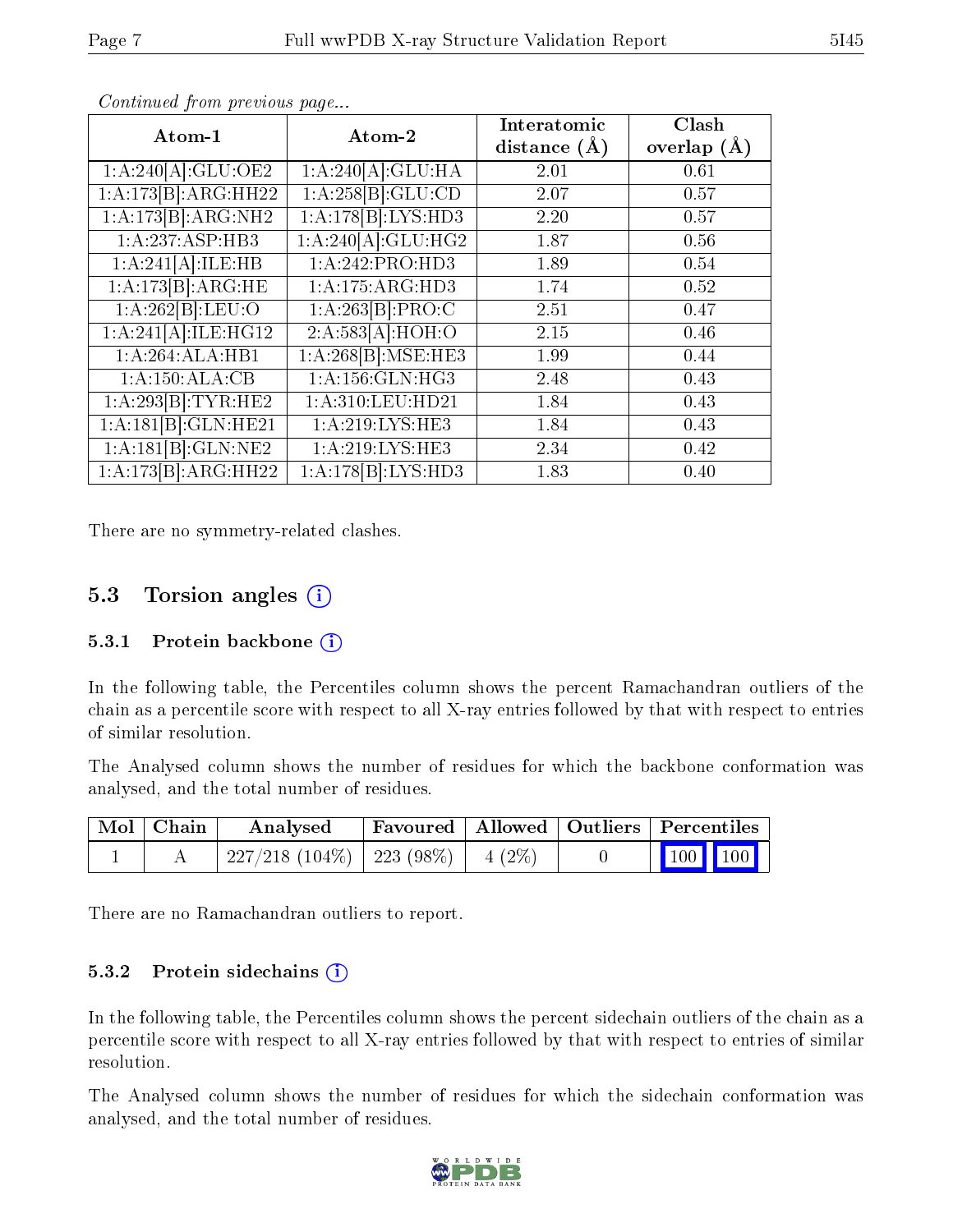*Continued from previous page...*

| Atom-1 | Atom-2 | Interatomic distance (Å) | Clash overlap (Å) |
|---|---|---|---|
| 1:A:240[A]:GLU:OE2 | 1:A:240[A]:GLU:HA | 2.01 | 0.61 |
| 1:A:173[B]:ARG:HH22 | 1:A:258[B]:GLU:CD | 2.07 | 0.57 |
| 1:A:173[B]:ARG:NH2 | 1:A:178[B]:LYS:HD3 | 2.20 | 0.57 |
| 1:A:237:ASP:HB3 | 1:A:240[A]:GLU:HG2 | 1.87 | 0.56 |
| 1:A:241[A]:ILE:HB | 1:A:242:PRO:HD3 | 1.89 | 0.54 |
| 1:A:173[B]:ARG:HE | 1:A:175:ARG:HD3 | 1.74 | 0.52 |
| 1:A:262[B]:LEU:O | 1:A:263[B]:PRO:C | 2.51 | 0.47 |
| 1:A:241[A]:ILE:HG12 | 2:A:583[A]:HOH:O | 2.15 | 0.46 |
| 1:A:264:ALA:HB1 | 1:A:268[B]:MSE:HE3 | 1.99 | 0.44 |
| 1:A:150:ALA:CB | 1:A:156:GLN:HG3 | 2.48 | 0.43 |
| 1:A:293[B]:TYR:HE2 | 1:A:310:LEU:HD21 | 1.84 | 0.43 |
| 1:A:181[B]:GLN:HE21 | 1:A:219:LYS:HE3 | 1.84 | 0.43 |
| 1:A:181[B]:GLN:NE2 | 1:A:219:LYS:HE3 | 2.34 | 0.42 |
| 1:A:173[B]:ARG:HH22 | 1:A:178[B]:LYS:HD3 | 1.83 | 0.40 |

There are no symmetry-related clashes.

## 5.3 Torsion angles

### 5.3.1 Protein backbone

In the following table, the Percentiles column shows the percent Ramachandran outliers of the chain as a percentile score with respect to all X-ray entries followed by that with respect to entries of similar resolution.

The Analysed column shows the number of residues for which the backbone conformation was analysed, and the total number of residues.

| Mol | Chain | Analysed | Favoured | Allowed | Outliers | Percentiles | |
|---|---|---|---|---|---|---|---|
| 1 | A | 227/218 (104%) | 223 (98%) | 4 (2%) | 0 | 100 | 100 |

There are no Ramachandran outliers to report.

### 5.3.2 Protein sidechains

In the following table, the Percentiles column shows the percent sidechain outliers of the chain as a percentile score with respect to all X-ray entries followed by that with respect to entries of similar resolution.

The Analysed column shows the number of residues for which the sidechain conformation was analysed, and the total number of residues.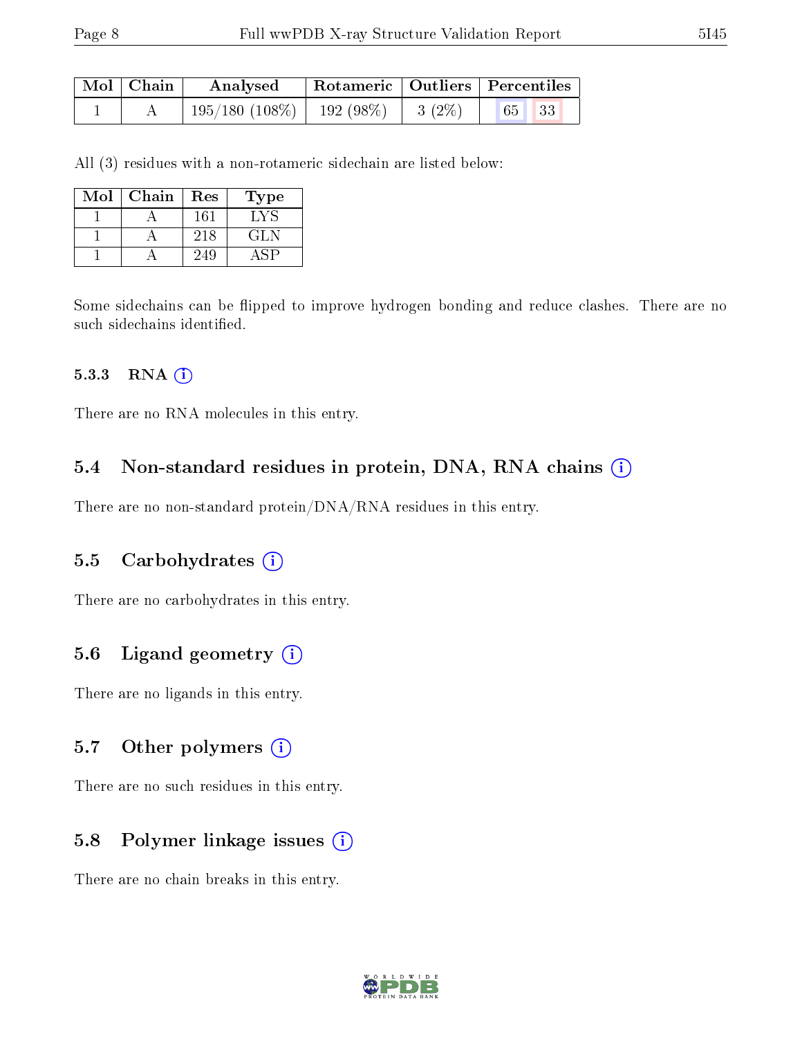| Mol | Chain | Analysed | Rotameric | Outliers | Percentiles | |
|---|---|---|---|---|---|---|
| 1 | A | 195/180 (108%) | 192 (98%) | 3 (2%) | 65 | 33 |

All (3) residues with a non-rotameric sidechain are listed below:

| Mol | Chain | Res | Type |
|---|---|---|---|
| 1 | A | 161 | LYS |
| 1 | A | 218 | GLN |
| 1 | A | 249 | ASP |

Some sidechains can be flipped to improve hydrogen bonding and reduce clashes. There are no such sidechains identified.

#### 5.3.3 RNA

There are no RNA molecules in this entry.

### 5.4 Non-standard residues in protein, DNA, RNA chains

There are no non-standard protein/DNA/RNA residues in this entry.

### 5.5 Carbohydrates

There are no carbohydrates in this entry.

### 5.6 Ligand geometry

There are no ligands in this entry.

### 5.7 Other polymers

There are no such residues in this entry.

### 5.8 Polymer linkage issues

There are no chain breaks in this entry.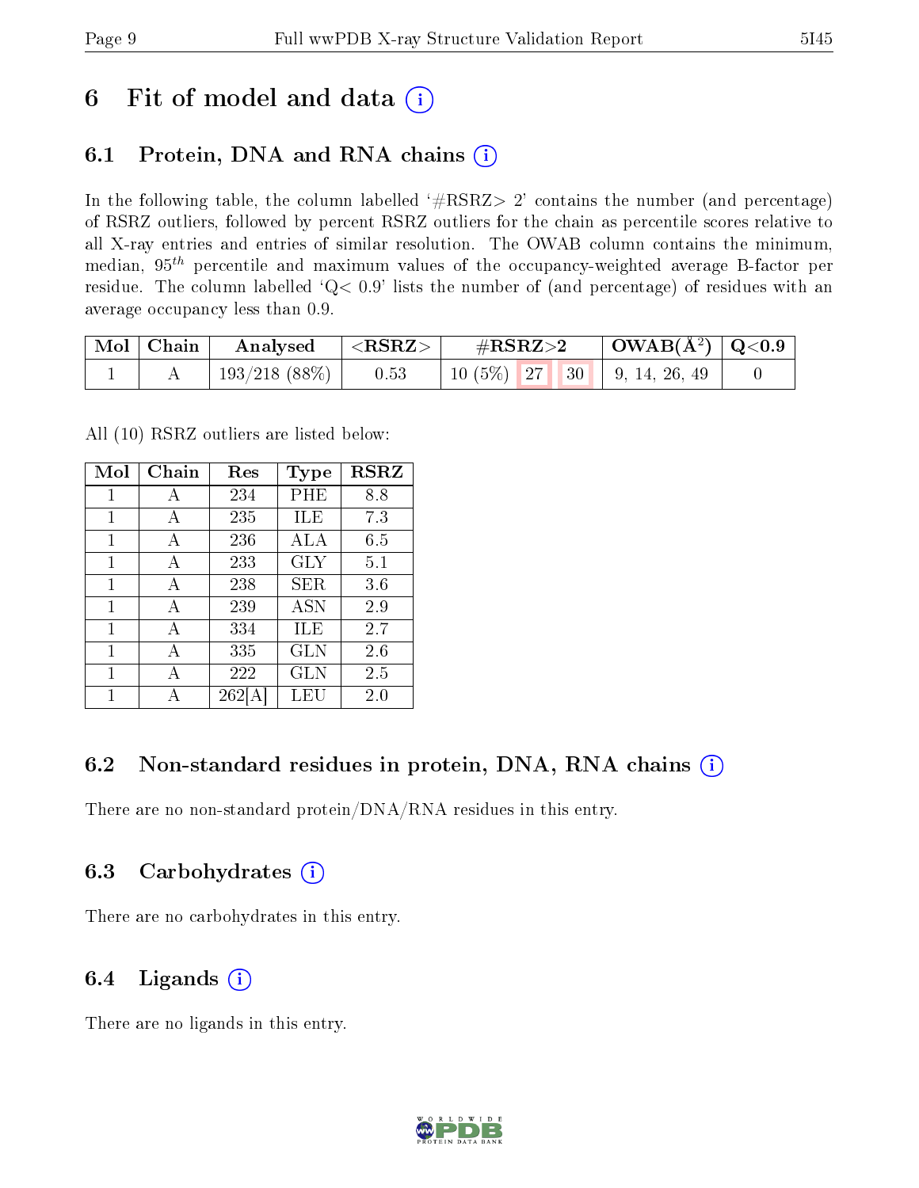# 6 Fit of model and data (i)

## 6.1 Protein, DNA and RNA chains (i)

In the following table, the column labelled '#RSRZ> 2' contains the number (and percentage) of RSRZ outliers, followed by percent RSRZ outliers for the chain as percentile scores relative to all X-ray entries and entries of similar resolution. The OWAB column contains the minimum, median, $95^{th}$ percentile and maximum values of the occupancy-weighted average B-factor per residue. The column labelled 'Q< 0.9' lists the number of (and percentage) of residues with an average occupancy less than 0.9.

| Mol | Chain | Analysed | <RSRZ> | #RSRZ>2 | | | OWAB(Å²) | Q<0.9 |
|---|---|---|---|---|---|---|---|---|
| 1 | A | 193/218 (88%) | 0.53 | 10 (5%) | 27 | 30 | 9, 14, 26, 49 | 0 |

All (10) RSRZ outliers are listed below:

| Mol | Chain | Res | Type | RSRZ |
|---|---|---|---|---|
| 1 | A | 234 | PHE | 8.8 |
| 1 | A | 235 | ILE | 7.3 |
| 1 | A | 236 | ALA | 6.5 |
| 1 | A | 233 | GLY | 5.1 |
| 1 | A | 238 | SER | 3.6 |
| 1 | A | 239 | ASN | 2.9 |
| 1 | A | 334 | ILE | 2.7 |
| 1 | A | 335 | GLN | 2.6 |
| 1 | A | 222 | GLN | 2.5 |
| 1 | A | 262[A] | LEU | 2.0 |

## 6.2 Non-standard residues in protein, DNA, RNA chains (i)

There are no non-standard protein/DNA/RNA residues in this entry.

## 6.3 Carbohydrates (i)

There are no carbohydrates in this entry.

## 6.4 Ligands (i)

There are no ligands in this entry.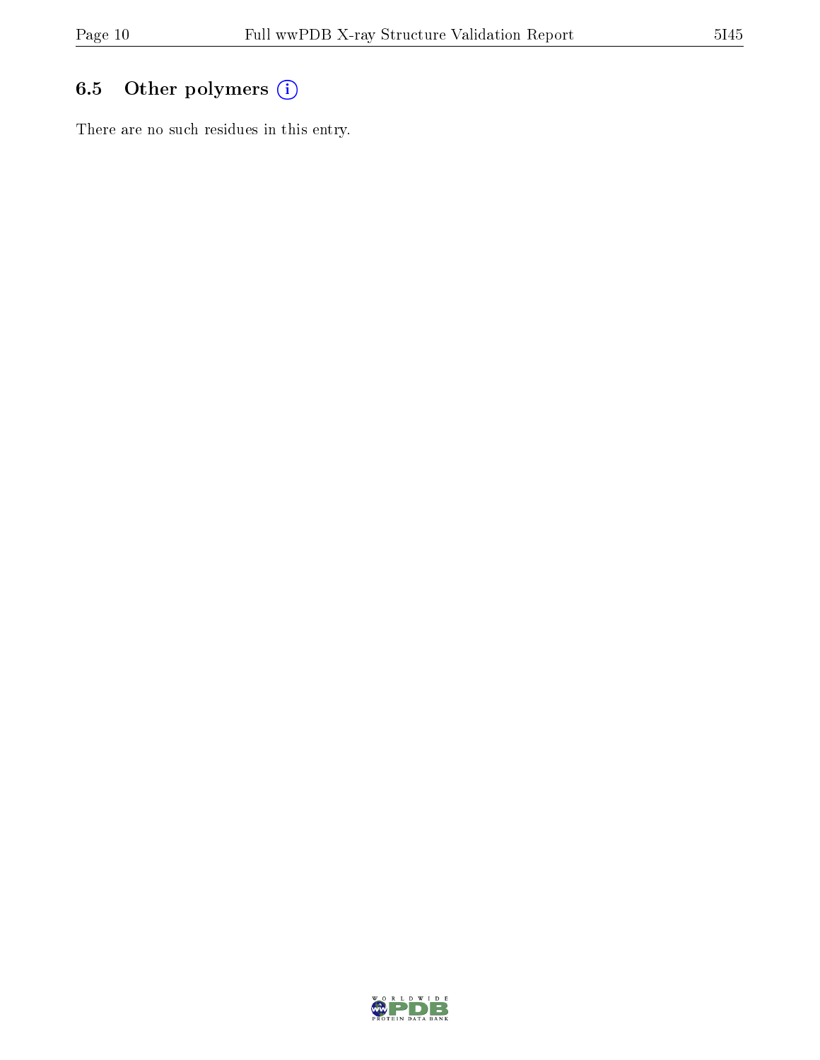## 6.5 Other polymers (i)

There are no such residues in this entry.